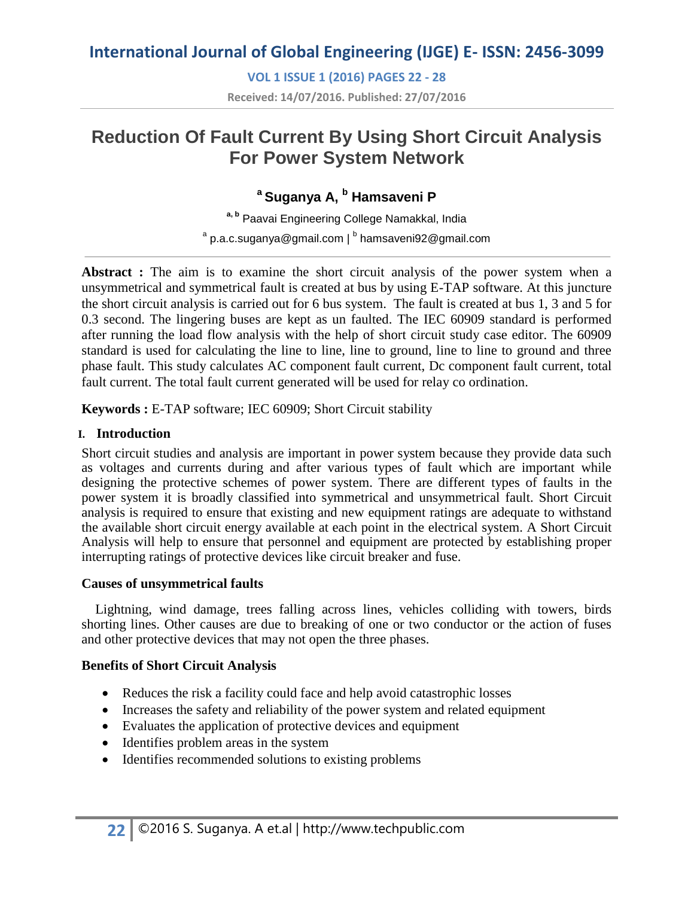# Reduction Of Fault Current By Using Short Circuit Analysis For Power System Network

**[a] Suganya A, [b] Hamsaveni P**

[a, b] Paavai Engineering College Namakkal, India

[a] p.a.c.suganya@gmail.com | [b] hamsaveni92@gmail.com

**Abstract :** The aim is to examine the short circuit analysis of the power system when a unsymmetrical and symmetrical fault is created at bus by using E-TAP software. At this juncture the short circuit analysis is carried out for 6 bus system. The fault is created at bus 1, 3 and 5 for 0.3 second. The lingering buses are kept as un faulted. The IEC 60909 standard is performed after running the load flow analysis with the help of short circuit study case editor. The 60909 standard is used for calculating the line to line, line to ground, line to line to ground and three phase fault. This study calculates AC component fault current, Dc component fault current, total fault current. The total fault current generated will be used for relay co ordination.

**Keywords :** E-TAP software; IEC 60909; Short Circuit stability

## I. Introduction

Short circuit studies and analysis are important in power system because they provide data such as voltages and currents during and after various types of fault which are important while designing the protective schemes of power system. There are different types of faults in the power system it is broadly classified into symmetrical and unsymmetrical fault. Short Circuit analysis is required to ensure that existing and new equipment ratings are adequate to withstand the available short circuit energy available at each point in the electrical system. A Short Circuit Analysis will help to ensure that personnel and equipment are protected by establishing proper interrupting ratings of protective devices like circuit breaker and fuse.

### Causes of unsymmetrical faults

Lightning, wind damage, trees falling across lines, vehicles colliding with towers, birds shorting lines. Other causes are due to breaking of one or two conductor or the action of fuses and other protective devices that may not open the three phases.

### Benefits of Short Circuit Analysis

- Reduces the risk a facility could face and help avoid catastrophic losses
- Increases the safety and reliability of the power system and related equipment
- Evaluates the application of protective devices and equipment
- Identifies problem areas in the system
- Identifies recommended solutions to existing problems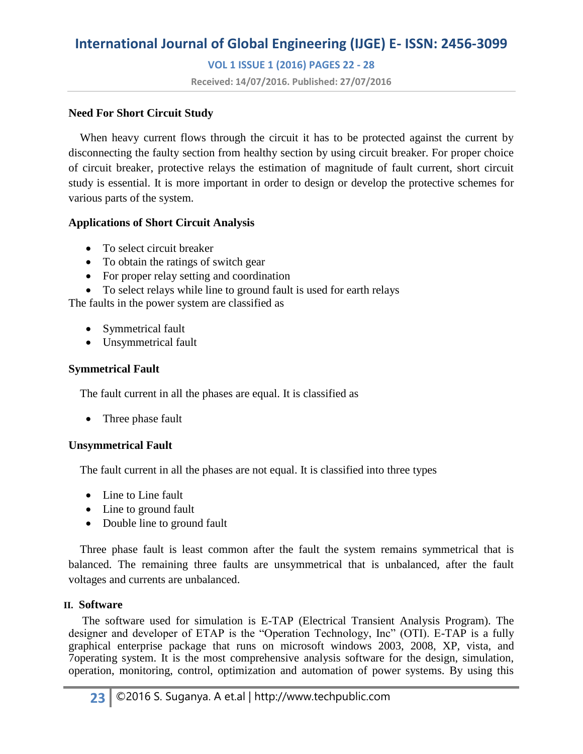### Need For Short Circuit Study

When heavy current flows through the circuit it has to be protected against the current by disconnecting the faulty section from healthy section by using circuit breaker. For proper choice of circuit breaker, protective relays the estimation of magnitude of fault current, short circuit study is essential. It is more important in order to design or develop the protective schemes for various parts of the system.

### Applications of Short Circuit Analysis

- To select circuit breaker
- To obtain the ratings of switch gear
- For proper relay setting and coordination
- To select relays while line to ground fault is used for earth relays

The faults in the power system are classified as

- Symmetrical fault
- Unsymmetrical fault

### Symmetrical Fault

The fault current in all the phases are equal. It is classified as

- Three phase fault

### Unsymmetrical Fault

The fault current in all the phases are not equal. It is classified into three types

- Line to Line fault
- Line to ground fault
- Double line to ground fault

Three phase fault is least common after the fault the system remains symmetrical that is balanced. The remaining three faults are unsymmetrical that is unbalanced, after the fault voltages and currents are unbalanced.

## II. Software

The software used for simulation is E-TAP (Electrical Transient Analysis Program). The designer and developer of ETAP is the "Operation Technology, Inc" (OTI). E-TAP is a fully graphical enterprise package that runs on microsoft windows 2003, 2008, XP, vista, and 7operating system. It is the most comprehensive analysis software for the design, simulation, operation, monitoring, control, optimization and automation of power systems. By using this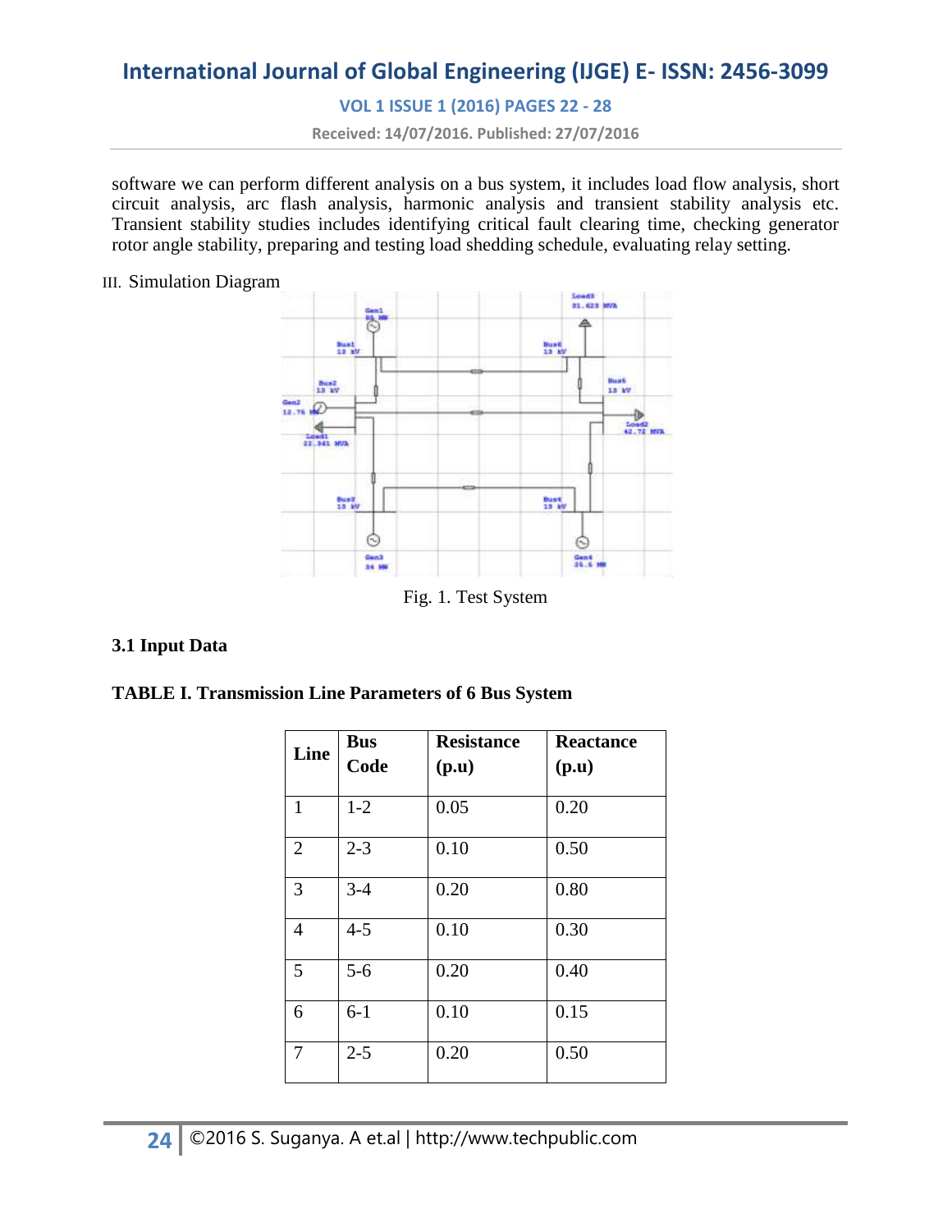software we can perform different analysis on a bus system, it includes load flow analysis, short circuit analysis, arc flash analysis, harmonic analysis and transient stability analysis etc. Transient stability studies includes identifying critical fault clearing time, checking generator rotor angle stability, preparing and testing load shedding schedule, evaluating relay setting.

## III. Simulation Diagram

Fig. 1. Test System

### 3.1 Input Data

**TABLE I. Transmission Line Parameters of 6 Bus System**

| Line | Bus Code | Resistance (p.u) | Reactance (p.u) |
|---|---|---|---|
| 1 | 1-2 | 0.05 | 0.20 |
| 2 | 2-3 | 0.10 | 0.50 |
| 3 | 3-4 | 0.20 | 0.80 |
| 4 | 4-5 | 0.10 | 0.30 |
| 5 | 5-6 | 0.20 | 0.40 |
| 6 | 6-1 | 0.10 | 0.15 |
| 7 | 2-5 | 0.20 | 0.50 |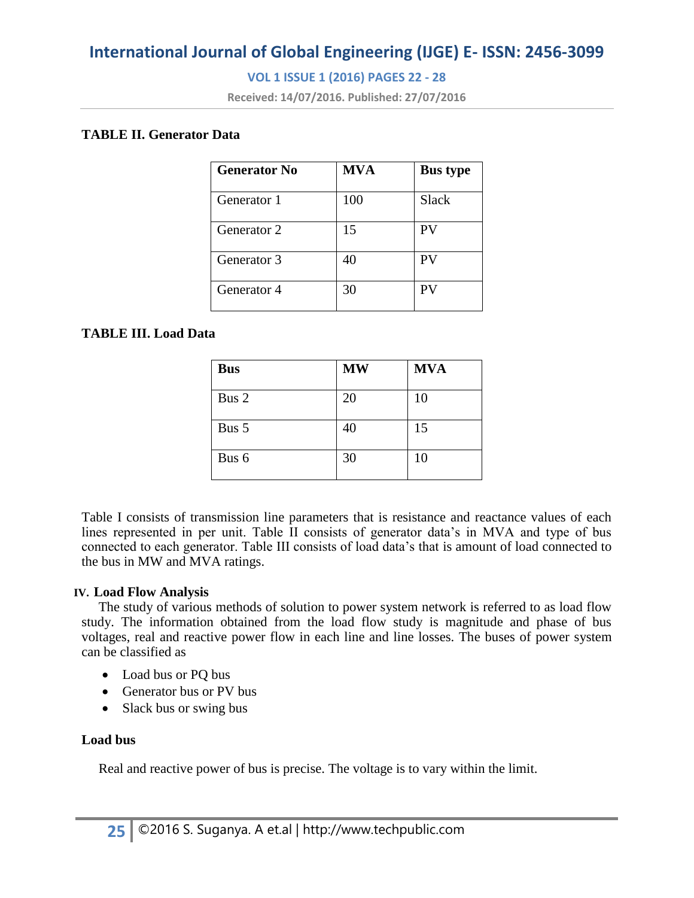**TABLE II. Generator Data**

| Generator No | MVA | Bus type |
|---|---|---|
| Generator 1 | 100 | Slack |
| Generator 2 | 15 | PV |
| Generator 3 | 40 | PV |
| Generator 4 | 30 | PV |

**TABLE III. Load Data**

| Bus | MW | MVA |
|---|---|---|
| Bus 2 | 20 | 10 |
| Bus 5 | 40 | 15 |
| Bus 6 | 30 | 10 |

Table I consists of transmission line parameters that is resistance and reactance values of each lines represented in per unit. Table II consists of generator data's in MVA and type of bus connected to each generator. Table III consists of load data's that is amount of load connected to the bus in MW and MVA ratings.

## IV. Load Flow Analysis

The study of various methods of solution to power system network is referred to as load flow study. The information obtained from the load flow study is magnitude and phase of bus voltages, real and reactive power flow in each line and line losses. The buses of power system can be classified as

- Load bus or PQ bus
- Generator bus or PV bus
- Slack bus or swing bus

### Load bus

Real and reactive power of bus is precise. The voltage is to vary within the limit.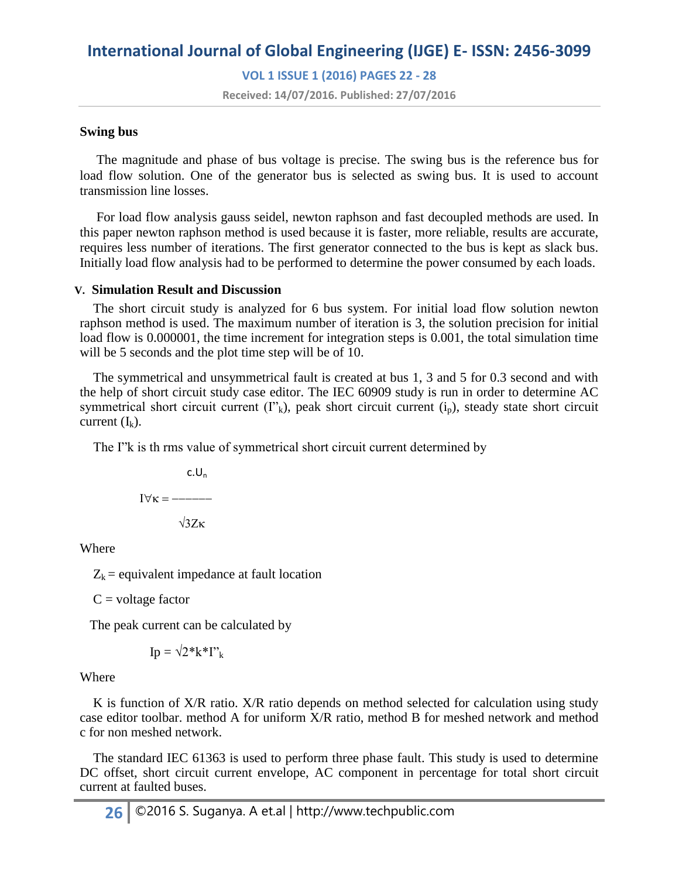**Swing bus**

The magnitude and phase of bus voltage is precise. The swing bus is the reference bus for load flow solution. One of the generator bus is selected as swing bus. It is used to account transmission line losses.

For load flow analysis gauss seidel, newton raphson and fast decoupled methods are used. In this paper newton raphson method is used because it is faster, more reliable, results are accurate, requires less number of iterations. The first generator connected to the bus is kept as slack bus. Initially load flow analysis had to be performed to determine the power consumed by each loads.

## V. Simulation Result and Discussion

The short circuit study is analyzed for 6 bus system. For initial load flow solution newton raphson method is used. The maximum number of iteration is 3, the solution precision for initial load flow is 0.000001, the time increment for integration steps is 0.001, the total simulation time will be 5 seconds and the plot time step will be of 10.

The symmetrical and unsymmetrical fault is created at bus 1, 3 and 5 for 0.3 second and with the help of short circuit study case editor. The IEC 60909 study is run in order to determine AC symmetrical short circuit current ($I''_k$), peak short circuit current ($i_p$), steady state short circuit current ($I_k$).

The I"k is th rms value of symmetrical short circuit current determined by

$$I''_k = \frac{c.U_n}{\sqrt{3}Z_k}$$

Where

$Z_k$ = equivalent impedance at fault location

C = voltage factor

The peak current can be calculated by

$$I_p = \sqrt{2} * k * I''_k$$

Where

K is function of X/R ratio. X/R ratio depends on method selected for calculation using study case editor toolbar. method A for uniform X/R ratio, method B for meshed network and method c for non meshed network.

The standard IEC 61363 is used to perform three phase fault. This study is used to determine DC offset, short circuit current envelope, AC component in percentage for total short circuit current at faulted buses.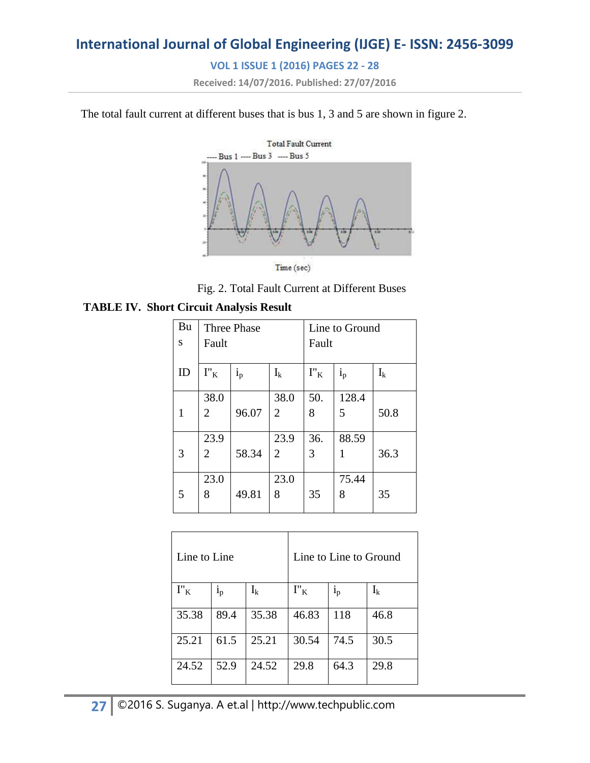The total fault current at different buses that is bus 1, 3 and 5 are shown in figure 2.

Fig. 2. Total Fault Current at Different Buses

**TABLE IV. Short Circuit Analysis Result**

| Bus ID | Three Phase Fault | | | Line to Ground Fault | | | Line to Line | | | Line to Line to Ground | | |
|---|---|---|---|---|---|---|---|---|---|---|---|---|
| | $I''_K$ | $i_p$ | $I_k$ | $I''_K$ | $i_p$ | $I_k$ | $I''_K$ | $i_p$ | $I_k$ | $I''_K$ | $i_p$ | $I_k$ |
| 1 | 38.02 | 96.07 | 38.02 | 50.8 | 128.45 | 50.8 | 35.38 | 89.4 | 35.38 | 46.83 | 118 | 46.8 |
| 3 | 23.92 | 58.34 | 23.92 | 36.3 | 88.591 | 36.3 | 25.21 | 61.5 | 25.21 | 30.54 | 74.5 | 30.5 |
| 5 | 23.08 | 49.81 | 23.08 | 35 | 75.448 | 35 | 24.52 | 52.9 | 24.52 | 29.8 | 64.3 | 29.8 |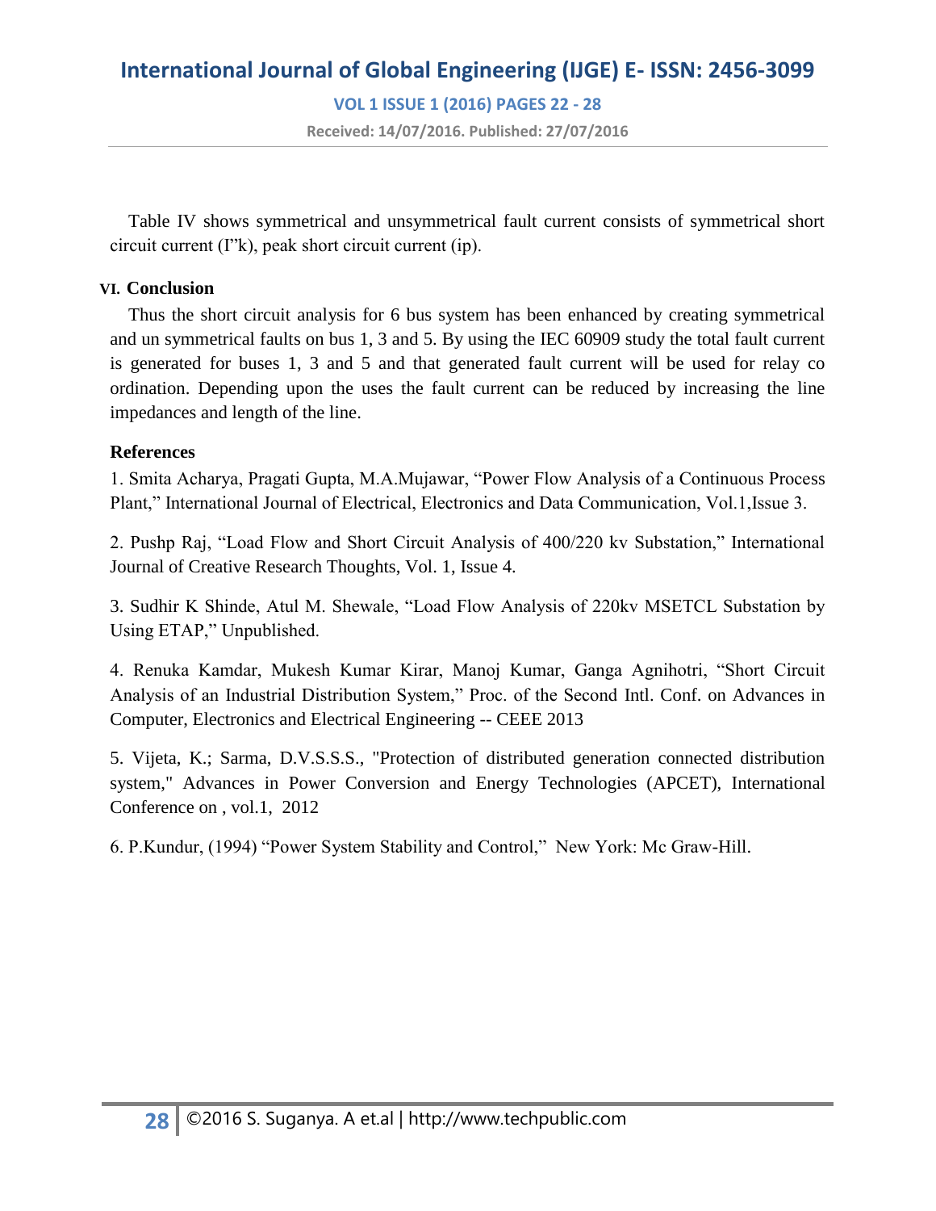Table IV shows symmetrical and unsymmetrical fault current consists of symmetrical short circuit current (I"k), peak short circuit current (ip).

## VI. Conclusion

Thus the short circuit analysis for 6 bus system has been enhanced by creating symmetrical and un symmetrical faults on bus 1, 3 and 5. By using the IEC 60909 study the total fault current is generated for buses 1, 3 and 5 and that generated fault current will be used for relay co ordination. Depending upon the uses the fault current can be reduced by increasing the line impedances and length of the line.

## References

1. Smita Acharya, Pragati Gupta, M.A.Mujawar, "Power Flow Analysis of a Continuous Process Plant," International Journal of Electrical, Electronics and Data Communication, Vol.1,Issue 3.

2. Pushp Raj, "Load Flow and Short Circuit Analysis of 400/220 kv Substation," International Journal of Creative Research Thoughts, Vol. 1, Issue 4.

3. Sudhir K Shinde, Atul M. Shewale, "Load Flow Analysis of 220kv MSETCL Substation by Using ETAP," Unpublished.

4. Renuka Kamdar, Mukesh Kumar Kirar, Manoj Kumar, Ganga Agnihotri, "Short Circuit Analysis of an Industrial Distribution System," Proc. of the Second Intl. Conf. on Advances in Computer, Electronics and Electrical Engineering -- CEEE 2013

5. Vijeta, K.; Sarma, D.V.S.S.S., "Protection of distributed generation connected distribution system," Advances in Power Conversion and Energy Technologies (APCET), International Conference on , vol.1, 2012

6. P.Kundur, (1994) "Power System Stability and Control," New York: Mc Graw-Hill.